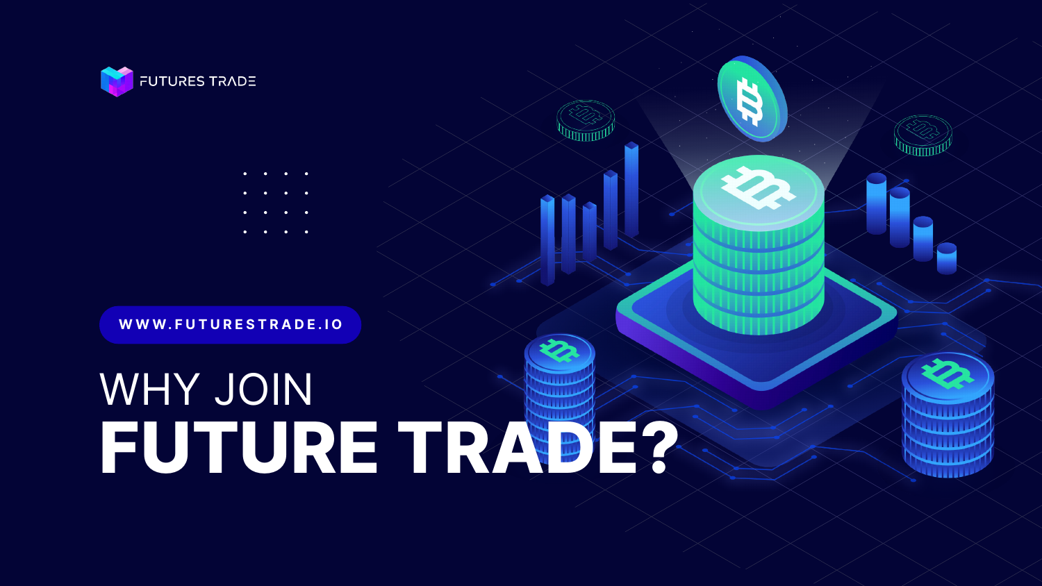FUTURES TRADE

WWW.FUTURESTRADE.IO

# WHY JOIN **FUTURE TRADE?**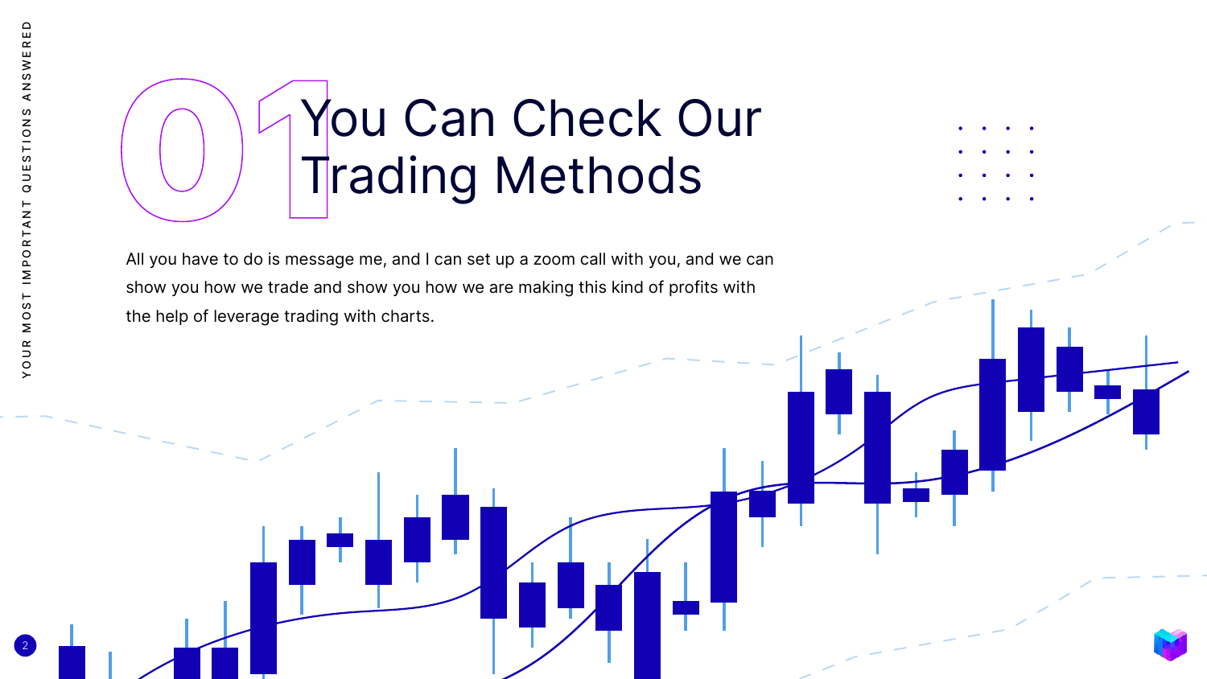# 01 You Can Check Our Trading Methods

All you have to do is message me, and I can set up a zoom call with you, and we can show you how we trade and show you how we are making this kind of profits with the help of leverage trading with charts.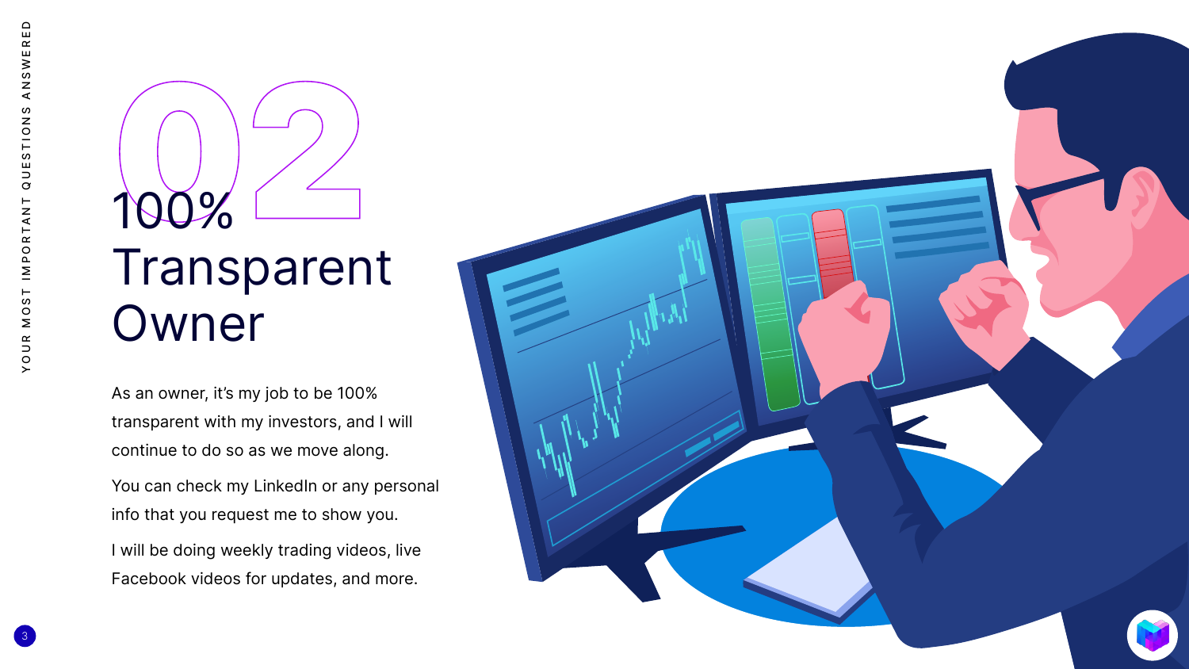# 02

# 100% Transparent Owner

As an owner, it's my job to be 100% transparent with my investors, and I will continue to do so as we move along.

You can check my LinkedIn or any personal info that you request me to show you.

I will be doing weekly trading videos, live Facebook videos for updates, and more.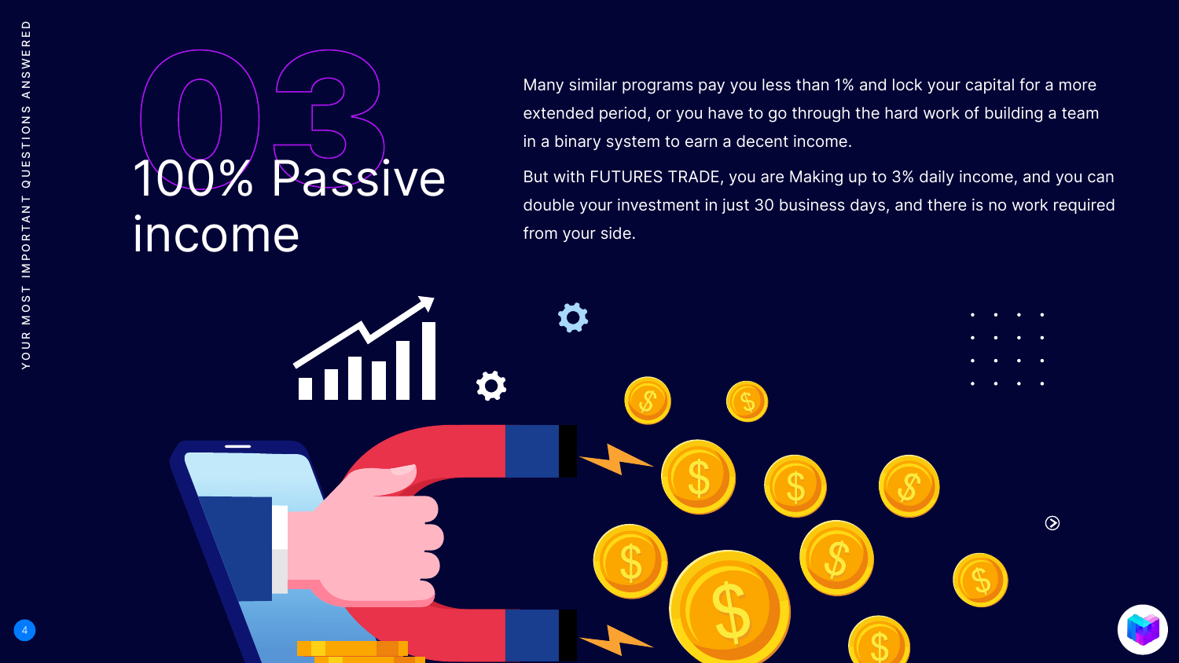# 03

## 100% Passive income

Many similar programs pay you less than 1% and lock your capital for a more extended period, or you have to go through the hard work of building a team in a binary system to earn a decent income.

But with FUTURES TRADE, you are Making up to 3% daily income, and you can double your investment in just 30 business days, and there is no work required from your side.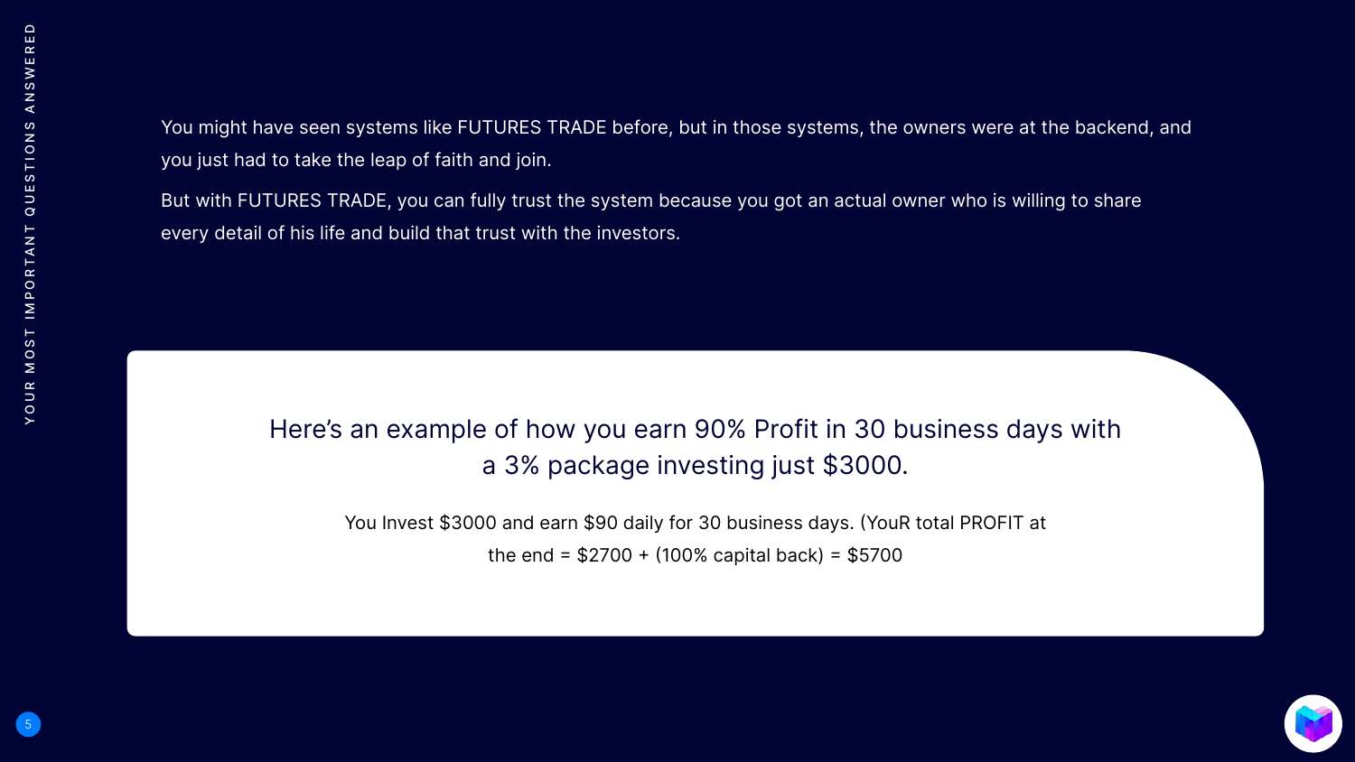You might have seen systems like FUTURES TRADE before, but in those systems, the owners were at the backend, and you just had to take the leap of faith and join.

But with FUTURES TRADE, you can fully trust the system because you got an actual owner who is willing to share every detail of his life and build that trust with the investors.

## Here's an example of how you earn 90% Profit in 30 business days with a 3% package investing just $3000.

You Invest $3000 and earn $90 daily for 30 business days. (YouR total PROFIT at the end = $2700 + (100% capital back) = $5700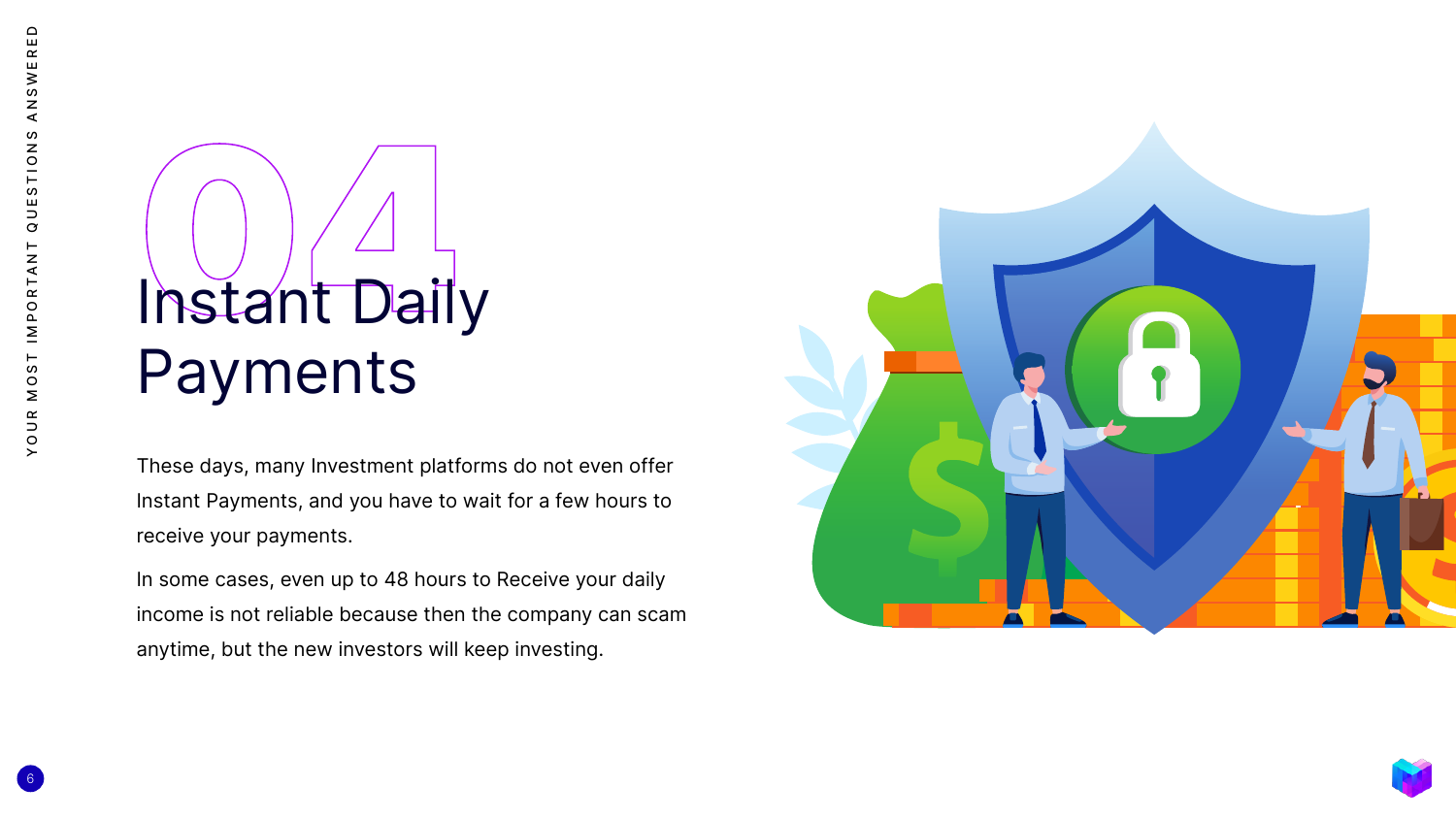# 04 Instant Daily Payments

These days, many Investment platforms do not even offer Instant Payments, and you have to wait for a few hours to receive your payments.

In some cases, even up to 48 hours to Receive your daily income is not reliable because then the company can scam anytime, but the new investors will keep investing.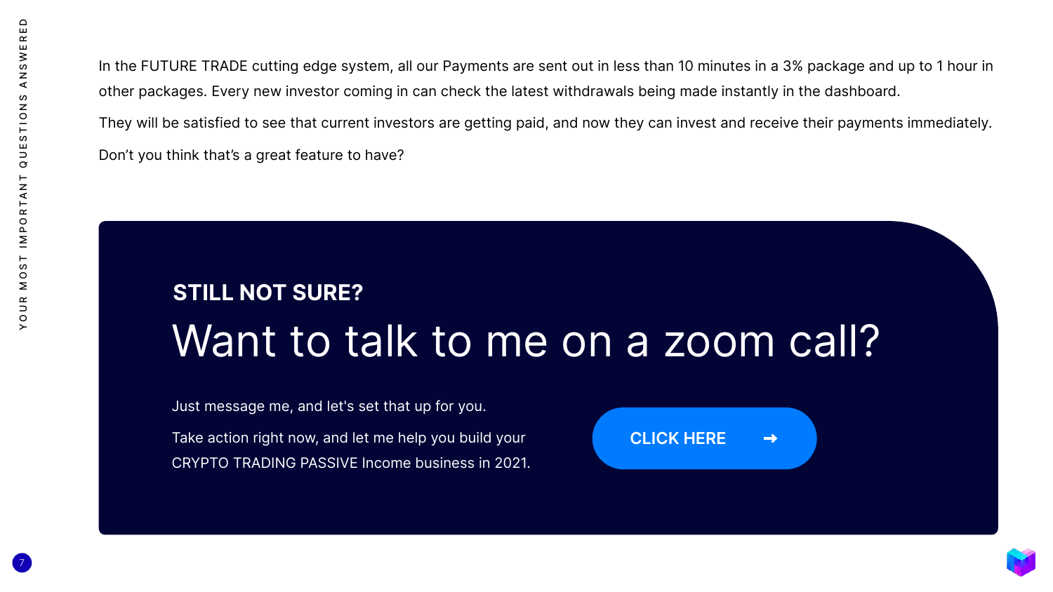In the FUTURE TRADE cutting edge system, all our Payments are sent out in less than 10 minutes in a 3% package and up to 1 hour in other packages. Every new investor coming in can check the latest withdrawals being made instantly in the dashboard.

They will be satisfied to see that current investors are getting paid, and now they can invest and receive their payments immediately.

Don't you think that's a great feature to have?

**STILL NOT SURE?**

# Want to talk to me on a zoom call?

Just message me, and let's set that up for you.

Take action right now, and let me help you build your CRYPTO TRADING PASSIVE Income business in 2021.

CLICK HERE →